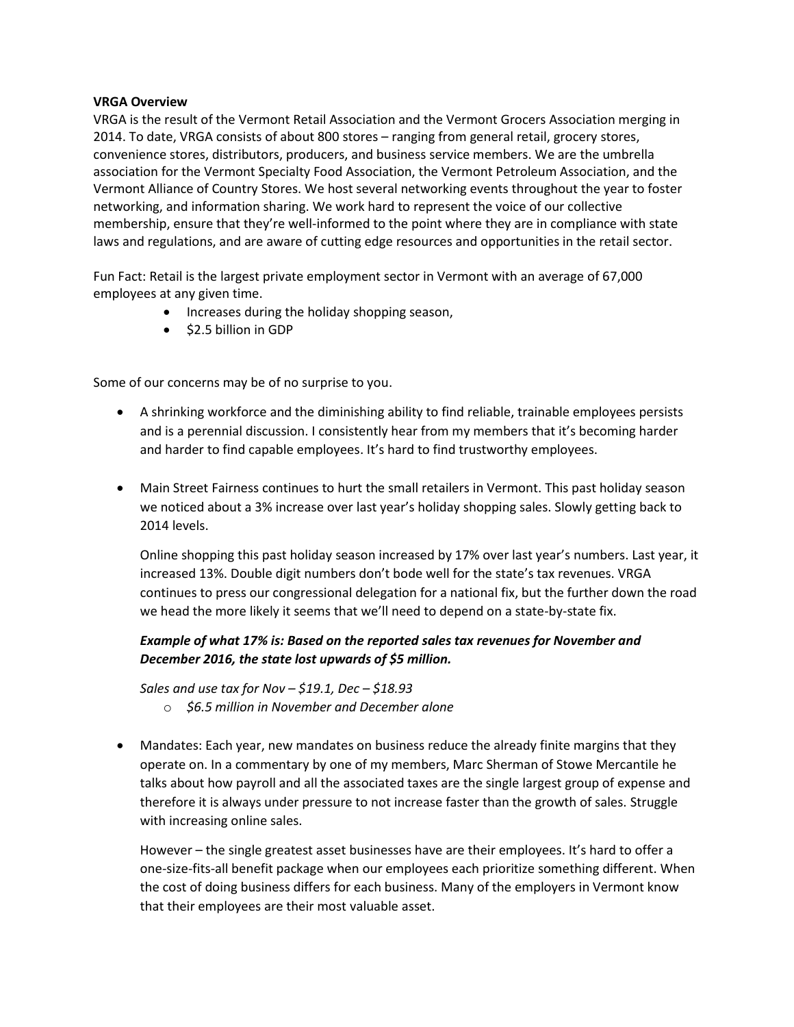**VRGA Overview**

VRGA is the result of the Vermont Retail Association and the Vermont Grocers Association merging in 2014. To date, VRGA consists of about 800 stores – ranging from general retail, grocery stores, convenience stores, distributors, producers, and business service members. We are the umbrella association for the Vermont Specialty Food Association, the Vermont Petroleum Association, and the Vermont Alliance of Country Stores. We host several networking events throughout the year to foster networking, and information sharing. We work hard to represent the voice of our collective membership, ensure that they're well-informed to the point where they are in compliance with state laws and regulations, and are aware of cutting edge resources and opportunities in the retail sector.

Fun Fact: Retail is the largest private employment sector in Vermont with an average of 67,000 employees at any given time.

- Increases during the holiday shopping season,
- $2.5 billion in GDP

Some of our concerns may be of no surprise to you.

- A shrinking workforce and the diminishing ability to find reliable, trainable employees persists and is a perennial discussion. I consistently hear from my members that it's becoming harder and harder to find capable employees. It's hard to find trustworthy employees.

- Main Street Fairness continues to hurt the small retailers in Vermont. This past holiday season we noticed about a 3% increase over last year's holiday shopping sales. Slowly getting back to 2014 levels.

  Online shopping this past holiday season increased by 17% over last year's numbers. Last year, it increased 13%. Double digit numbers don't bode well for the state's tax revenues. VRGA continues to press our congressional delegation for a national fix, but the further down the road we head the more likely it seems that we'll need to depend on a state-by-state fix.

  ***Example of what 17% is: Based on the reported sales tax revenues for November and December 2016, the state lost upwards of $5 million.***

  *Sales and use tax for Nov – $19.1, Dec – $18.93*
  - *$6.5 million in November and December alone*

- Mandates: Each year, new mandates on business reduce the already finite margins that they operate on. In a commentary by one of my members, Marc Sherman of Stowe Mercantile he talks about how payroll and all the associated taxes are the single largest group of expense and therefore it is always under pressure to not increase faster than the growth of sales. Struggle with increasing online sales.

  However – the single greatest asset businesses have are their employees. It's hard to offer a one-size-fits-all benefit package when our employees each prioritize something different. When the cost of doing business differs for each business. Many of the employers in Vermont know that their employees are their most valuable asset.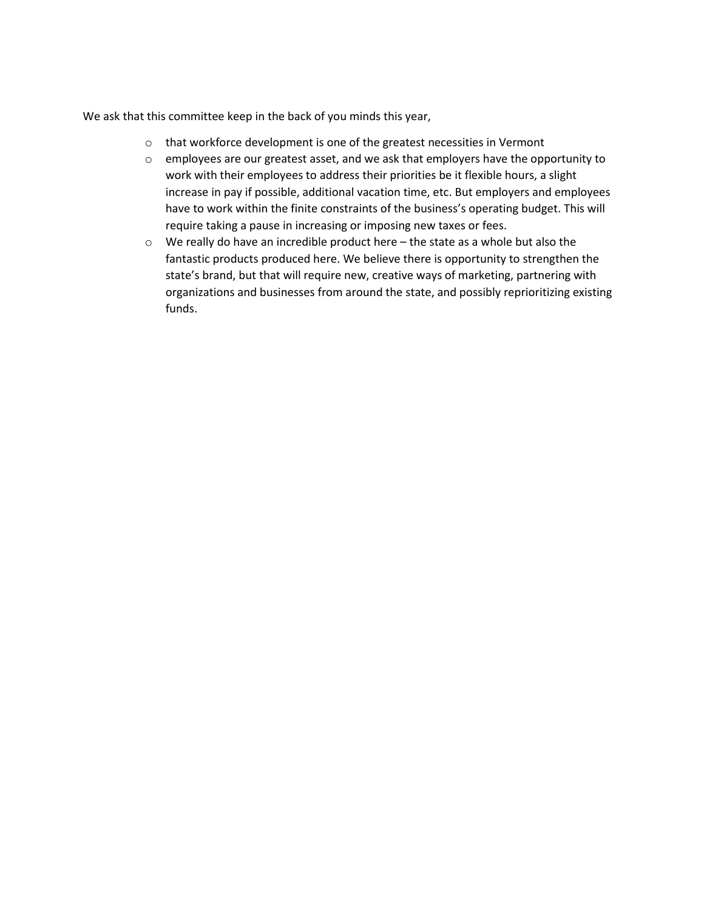We ask that this committee keep in the back of you minds this year,

- that workforce development is one of the greatest necessities in Vermont
- employees are our greatest asset, and we ask that employers have the opportunity to work with their employees to address their priorities be it flexible hours, a slight increase in pay if possible, additional vacation time, etc. But employers and employees have to work within the finite constraints of the business's operating budget. This will require taking a pause in increasing or imposing new taxes or fees.
- We really do have an incredible product here – the state as a whole but also the fantastic products produced here. We believe there is opportunity to strengthen the state's brand, but that will require new, creative ways of marketing, partnering with organizations and businesses from around the state, and possibly reprioritizing existing funds.